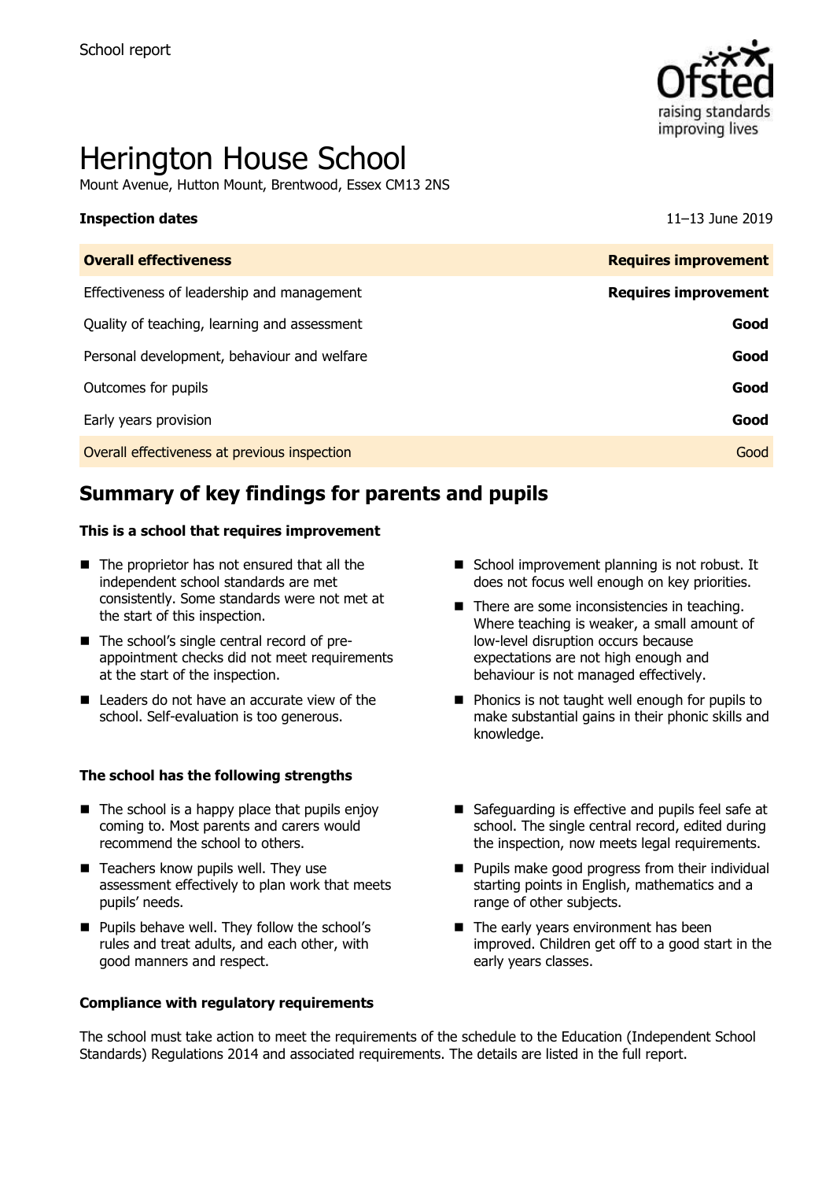School report

# Herington House School

Mount Avenue, Hutton Mount, Brentwood, Essex CM13 2NS

**Inspection dates** 11–13 June 2019

| **Overall effectiveness** | **Requires improvement** |
|---|---|
| Effectiveness of leadership and management | **Requires improvement** |
| Quality of teaching, learning and assessment | **Good** |
| Personal development, behaviour and welfare | **Good** |
| Outcomes for pupils | **Good** |
| Early years provision | **Good** |
| Overall effectiveness at previous inspection | Good |

## Summary of key findings for parents and pupils

**This is a school that requires improvement**

- The proprietor has not ensured that all the independent school standards are met consistently. Some standards were not met at the start of this inspection.
- The school's single central record of pre-appointment checks did not meet requirements at the start of the inspection.
- Leaders do not have an accurate view of the school. Self-evaluation is too generous.
- School improvement planning is not robust. It does not focus well enough on key priorities.
- There are some inconsistencies in teaching. Where teaching is weaker, a small amount of low-level disruption occurs because expectations are not high enough and behaviour is not managed effectively.
- Phonics is not taught well enough for pupils to make substantial gains in their phonic skills and knowledge.

**The school has the following strengths**

- The school is a happy place that pupils enjoy coming to. Most parents and carers would recommend the school to others.
- Teachers know pupils well. They use assessment effectively to plan work that meets pupils' needs.
- Pupils behave well. They follow the school's rules and treat adults, and each other, with good manners and respect.
- Safeguarding is effective and pupils feel safe at school. The single central record, edited during the inspection, now meets legal requirements.
- Pupils make good progress from their individual starting points in English, mathematics and a range of other subjects.
- The early years environment has been improved. Children get off to a good start in the early years classes.

**Compliance with regulatory requirements**

The school must take action to meet the requirements of the schedule to the Education (Independent School Standards) Regulations 2014 and associated requirements. The details are listed in the full report.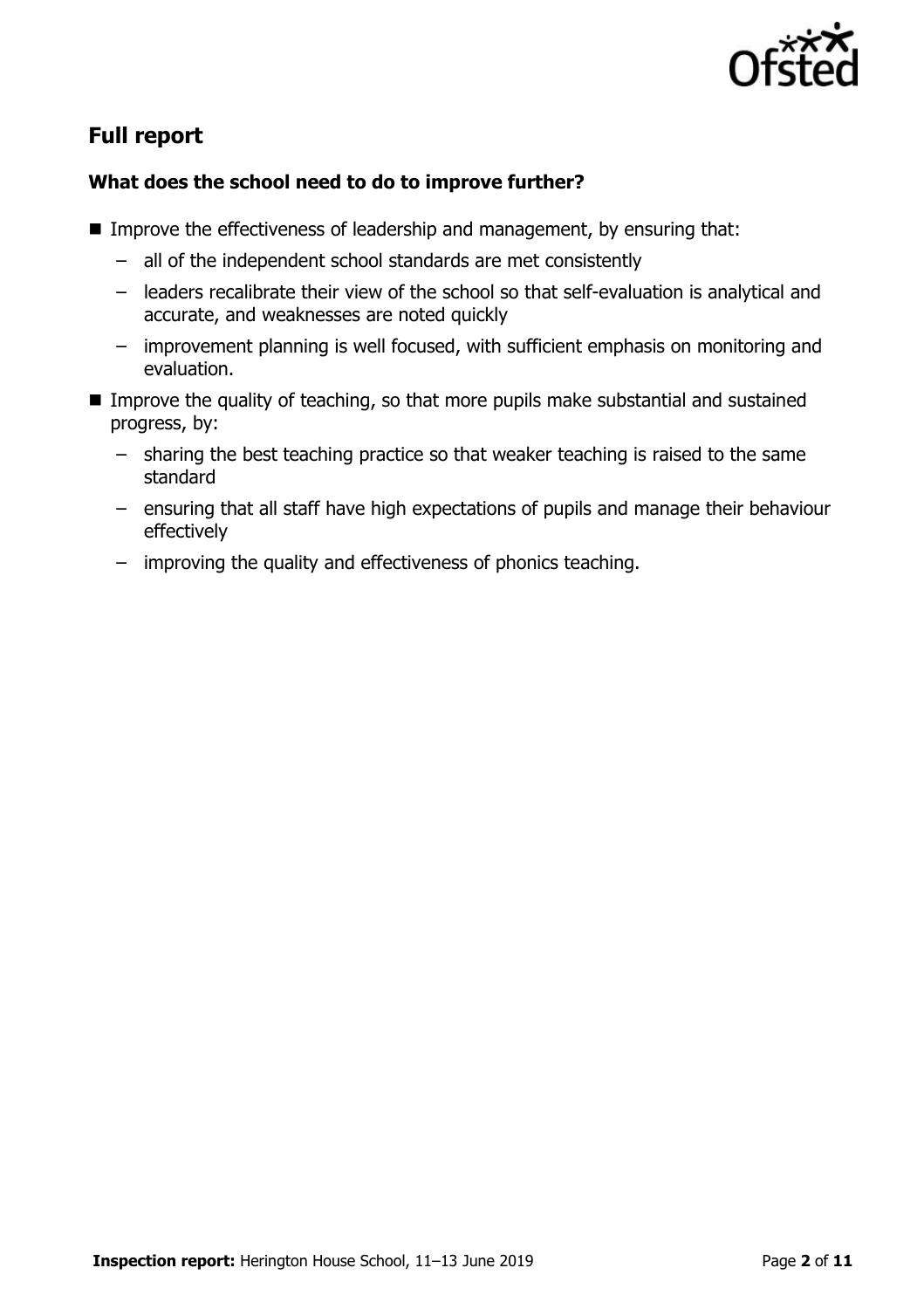## Full report

### What does the school need to do to improve further?

- Improve the effectiveness of leadership and management, by ensuring that:
  - all of the independent school standards are met consistently
  - leaders recalibrate their view of the school so that self-evaluation is analytical and accurate, and weaknesses are noted quickly
  - improvement planning is well focused, with sufficient emphasis on monitoring and evaluation.
- Improve the quality of teaching, so that more pupils make substantial and sustained progress, by:
  - sharing the best teaching practice so that weaker teaching is raised to the same standard
  - ensuring that all staff have high expectations of pupils and manage their behaviour effectively
  - improving the quality and effectiveness of phonics teaching.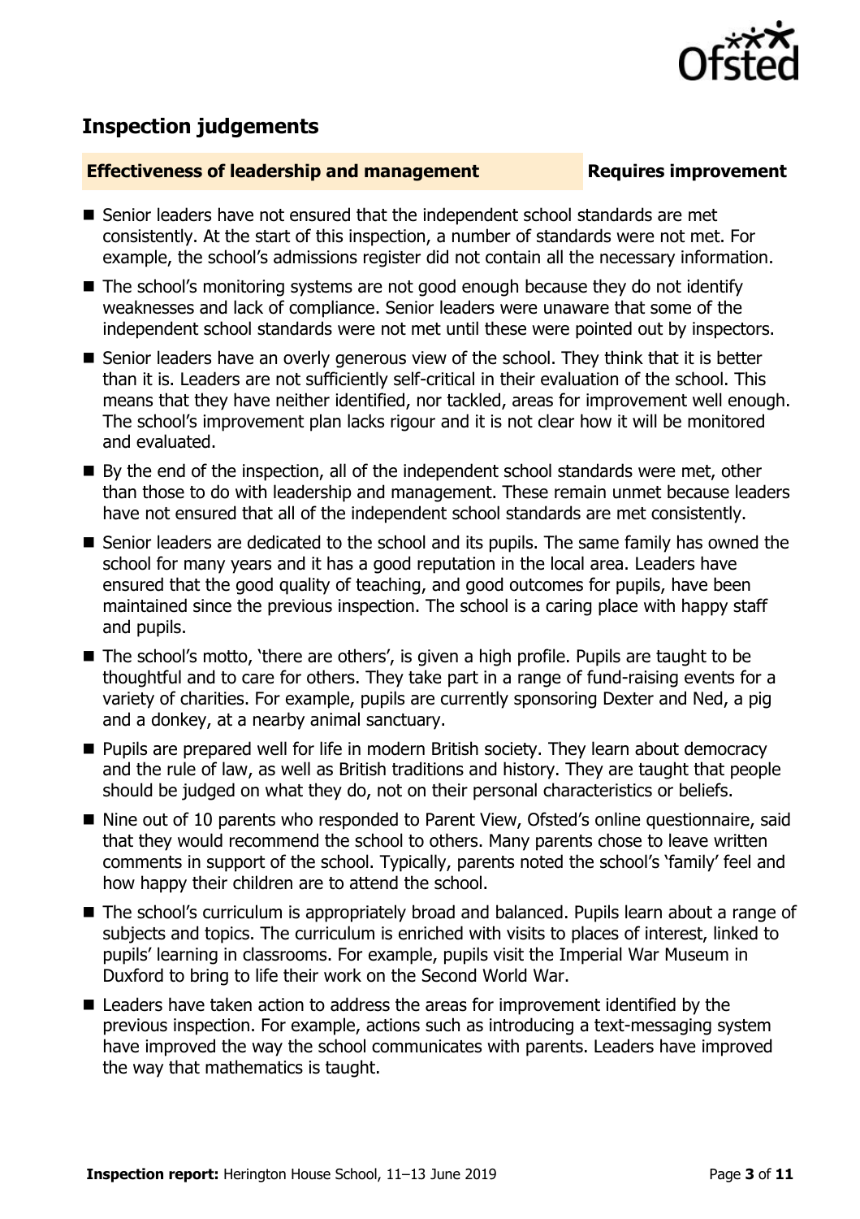## Inspection judgements

**Effectiveness of leadership and management** **Requires improvement**

- Senior leaders have not ensured that the independent school standards are met consistently. At the start of this inspection, a number of standards were not met. For example, the school's admissions register did not contain all the necessary information.
- The school's monitoring systems are not good enough because they do not identify weaknesses and lack of compliance. Senior leaders were unaware that some of the independent school standards were not met until these were pointed out by inspectors.
- Senior leaders have an overly generous view of the school. They think that it is better than it is. Leaders are not sufficiently self-critical in their evaluation of the school. This means that they have neither identified, nor tackled, areas for improvement well enough. The school's improvement plan lacks rigour and it is not clear how it will be monitored and evaluated.
- By the end of the inspection, all of the independent school standards were met, other than those to do with leadership and management. These remain unmet because leaders have not ensured that all of the independent school standards are met consistently.
- Senior leaders are dedicated to the school and its pupils. The same family has owned the school for many years and it has a good reputation in the local area. Leaders have ensured that the good quality of teaching, and good outcomes for pupils, have been maintained since the previous inspection. The school is a caring place with happy staff and pupils.
- The school's motto, 'there are others', is given a high profile. Pupils are taught to be thoughtful and to care for others. They take part in a range of fund-raising events for a variety of charities. For example, pupils are currently sponsoring Dexter and Ned, a pig and a donkey, at a nearby animal sanctuary.
- Pupils are prepared well for life in modern British society. They learn about democracy and the rule of law, as well as British traditions and history. They are taught that people should be judged on what they do, not on their personal characteristics or beliefs.
- Nine out of 10 parents who responded to Parent View, Ofsted's online questionnaire, said that they would recommend the school to others. Many parents chose to leave written comments in support of the school. Typically, parents noted the school's 'family' feel and how happy their children are to attend the school.
- The school's curriculum is appropriately broad and balanced. Pupils learn about a range of subjects and topics. The curriculum is enriched with visits to places of interest, linked to pupils' learning in classrooms. For example, pupils visit the Imperial War Museum in Duxford to bring to life their work on the Second World War.
- Leaders have taken action to address the areas for improvement identified by the previous inspection. For example, actions such as introducing a text-messaging system have improved the way the school communicates with parents. Leaders have improved the way that mathematics is taught.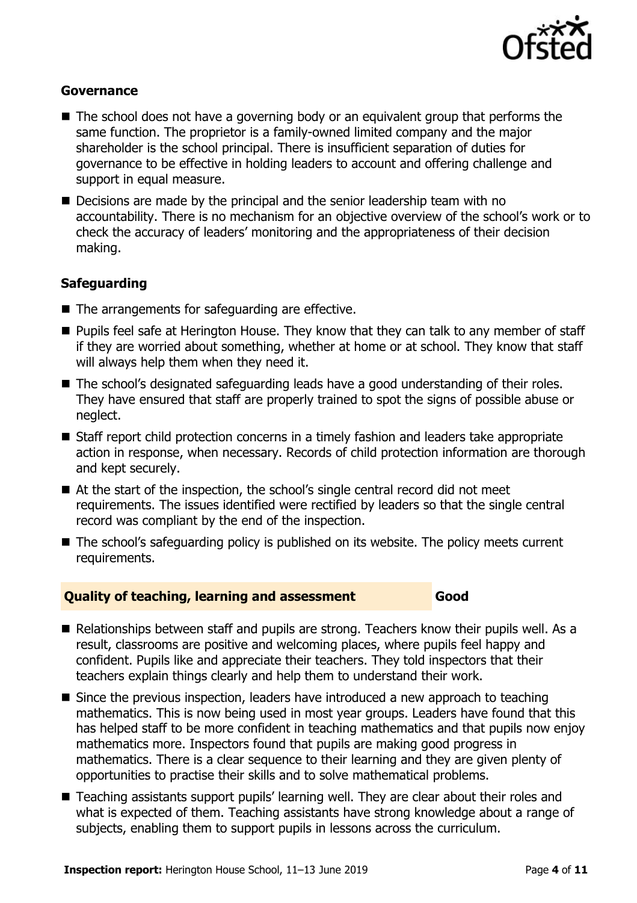### Governance

- The school does not have a governing body or an equivalent group that performs the same function. The proprietor is a family-owned limited company and the major shareholder is the school principal. There is insufficient separation of duties for governance to be effective in holding leaders to account and offering challenge and support in equal measure.
- Decisions are made by the principal and the senior leadership team with no accountability. There is no mechanism for an objective overview of the school's work or to check the accuracy of leaders' monitoring and the appropriateness of their decision making.

### Safeguarding

- The arrangements for safeguarding are effective.
- Pupils feel safe at Herington House. They know that they can talk to any member of staff if they are worried about something, whether at home or at school. They know that staff will always help them when they need it.
- The school's designated safeguarding leads have a good understanding of their roles. They have ensured that staff are properly trained to spot the signs of possible abuse or neglect.
- Staff report child protection concerns in a timely fashion and leaders take appropriate action in response, when necessary. Records of child protection information are thorough and kept securely.
- At the start of the inspection, the school's single central record did not meet requirements. The issues identified were rectified by leaders so that the single central record was compliant by the end of the inspection.
- The school's safeguarding policy is published on its website. The policy meets current requirements.

## Quality of teaching, learning and assessment — Good

- Relationships between staff and pupils are strong. Teachers know their pupils well. As a result, classrooms are positive and welcoming places, where pupils feel happy and confident. Pupils like and appreciate their teachers. They told inspectors that their teachers explain things clearly and help them to understand their work.
- Since the previous inspection, leaders have introduced a new approach to teaching mathematics. This is now being used in most year groups. Leaders have found that this has helped staff to be more confident in teaching mathematics and that pupils now enjoy mathematics more. Inspectors found that pupils are making good progress in mathematics. There is a clear sequence to their learning and they are given plenty of opportunities to practise their skills and to solve mathematical problems.
- Teaching assistants support pupils' learning well. They are clear about their roles and what is expected of them. Teaching assistants have strong knowledge about a range of subjects, enabling them to support pupils in lessons across the curriculum.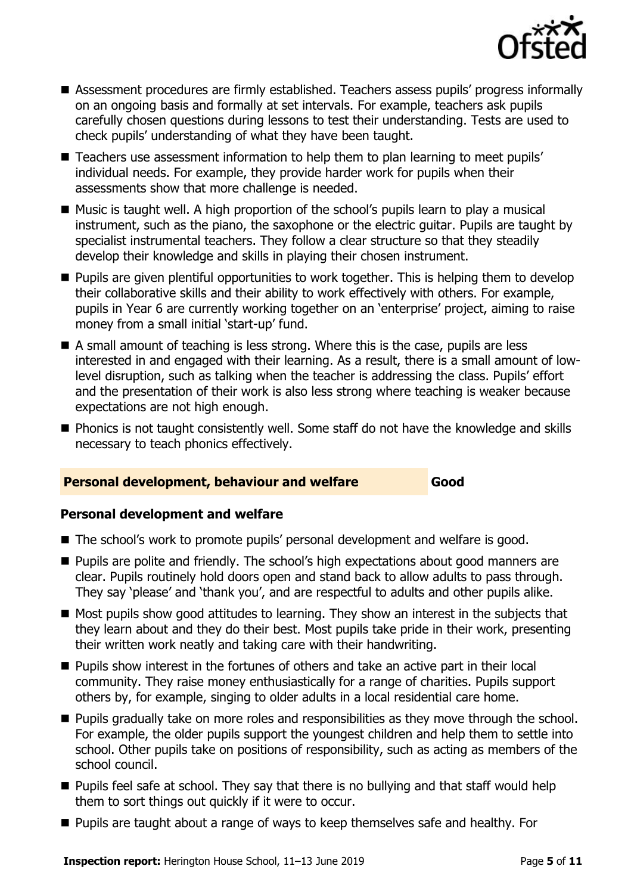- Assessment procedures are firmly established. Teachers assess pupils' progress informally on an ongoing basis and formally at set intervals. For example, teachers ask pupils carefully chosen questions during lessons to test their understanding. Tests are used to check pupils' understanding of what they have been taught.
- Teachers use assessment information to help them to plan learning to meet pupils' individual needs. For example, they provide harder work for pupils when their assessments show that more challenge is needed.
- Music is taught well. A high proportion of the school's pupils learn to play a musical instrument, such as the piano, the saxophone or the electric guitar. Pupils are taught by specialist instrumental teachers. They follow a clear structure so that they steadily develop their knowledge and skills in playing their chosen instrument.
- Pupils are given plentiful opportunities to work together. This is helping them to develop their collaborative skills and their ability to work effectively with others. For example, pupils in Year 6 are currently working together on an 'enterprise' project, aiming to raise money from a small initial 'start-up' fund.
- A small amount of teaching is less strong. Where this is the case, pupils are less interested in and engaged with their learning. As a result, there is a small amount of low-level disruption, such as talking when the teacher is addressing the class. Pupils' effort and the presentation of their work is also less strong where teaching is weaker because expectations are not high enough.
- Phonics is not taught consistently well. Some staff do not have the knowledge and skills necessary to teach phonics effectively.

## Personal development, behaviour and welfare — Good

### Personal development and welfare

- The school's work to promote pupils' personal development and welfare is good.
- Pupils are polite and friendly. The school's high expectations about good manners are clear. Pupils routinely hold doors open and stand back to allow adults to pass through. They say 'please' and 'thank you', and are respectful to adults and other pupils alike.
- Most pupils show good attitudes to learning. They show an interest in the subjects that they learn about and they do their best. Most pupils take pride in their work, presenting their written work neatly and taking care with their handwriting.
- Pupils show interest in the fortunes of others and take an active part in their local community. They raise money enthusiastically for a range of charities. Pupils support others by, for example, singing to older adults in a local residential care home.
- Pupils gradually take on more roles and responsibilities as they move through the school. For example, the older pupils support the youngest children and help them to settle into school. Other pupils take on positions of responsibility, such as acting as members of the school council.
- Pupils feel safe at school. They say that there is no bullying and that staff would help them to sort things out quickly if it were to occur.
- Pupils are taught about a range of ways to keep themselves safe and healthy. For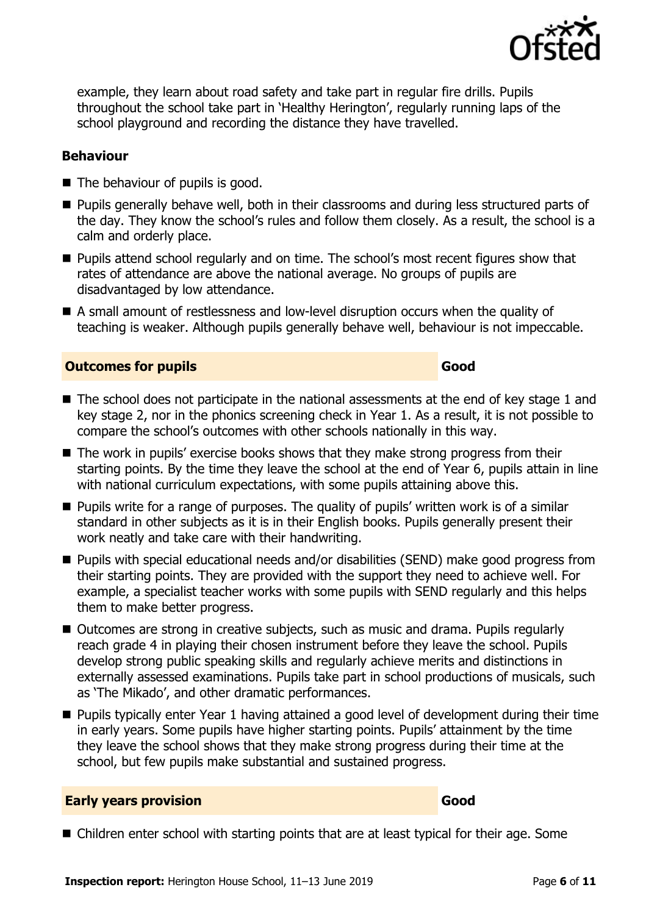example, they learn about road safety and take part in regular fire drills. Pupils throughout the school take part in 'Healthy Herington', regularly running laps of the school playground and recording the distance they have travelled.

### Behaviour

- The behaviour of pupils is good.
- Pupils generally behave well, both in their classrooms and during less structured parts of the day. They know the school's rules and follow them closely. As a result, the school is a calm and orderly place.
- Pupils attend school regularly and on time. The school's most recent figures show that rates of attendance are above the national average. No groups of pupils are disadvantaged by low attendance.
- A small amount of restlessness and low-level disruption occurs when the quality of teaching is weaker. Although pupils generally behave well, behaviour is not impeccable.

## Outcomes for pupils — Good

- The school does not participate in the national assessments at the end of key stage 1 and key stage 2, nor in the phonics screening check in Year 1. As a result, it is not possible to compare the school's outcomes with other schools nationally in this way.
- The work in pupils' exercise books shows that they make strong progress from their starting points. By the time they leave the school at the end of Year 6, pupils attain in line with national curriculum expectations, with some pupils attaining above this.
- Pupils write for a range of purposes. The quality of pupils' written work is of a similar standard in other subjects as it is in their English books. Pupils generally present their work neatly and take care with their handwriting.
- Pupils with special educational needs and/or disabilities (SEND) make good progress from their starting points. They are provided with the support they need to achieve well. For example, a specialist teacher works with some pupils with SEND regularly and this helps them to make better progress.
- Outcomes are strong in creative subjects, such as music and drama. Pupils regularly reach grade 4 in playing their chosen instrument before they leave the school. Pupils develop strong public speaking skills and regularly achieve merits and distinctions in externally assessed examinations. Pupils take part in school productions of musicals, such as 'The Mikado', and other dramatic performances.
- Pupils typically enter Year 1 having attained a good level of development during their time in early years. Some pupils have higher starting points. Pupils' attainment by the time they leave the school shows that they make strong progress during their time at the school, but few pupils make substantial and sustained progress.

## Early years provision — Good

- Children enter school with starting points that are at least typical for their age. Some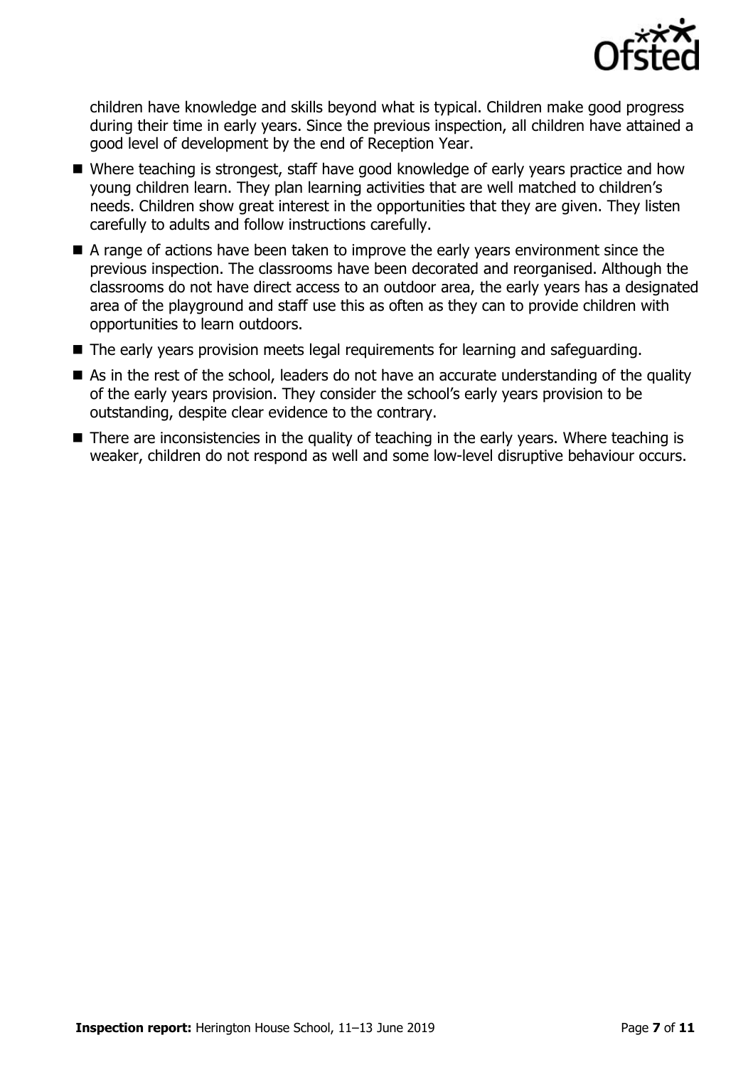children have knowledge and skills beyond what is typical. Children make good progress during their time in early years. Since the previous inspection, all children have attained a good level of development by the end of Reception Year.

- Where teaching is strongest, staff have good knowledge of early years practice and how young children learn. They plan learning activities that are well matched to children's needs. Children show great interest in the opportunities that they are given. They listen carefully to adults and follow instructions carefully.
- A range of actions have been taken to improve the early years environment since the previous inspection. The classrooms have been decorated and reorganised. Although the classrooms do not have direct access to an outdoor area, the early years has a designated area of the playground and staff use this as often as they can to provide children with opportunities to learn outdoors.
- The early years provision meets legal requirements for learning and safeguarding.
- As in the rest of the school, leaders do not have an accurate understanding of the quality of the early years provision. They consider the school's early years provision to be outstanding, despite clear evidence to the contrary.
- There are inconsistencies in the quality of teaching in the early years. Where teaching is weaker, children do not respond as well and some low-level disruptive behaviour occurs.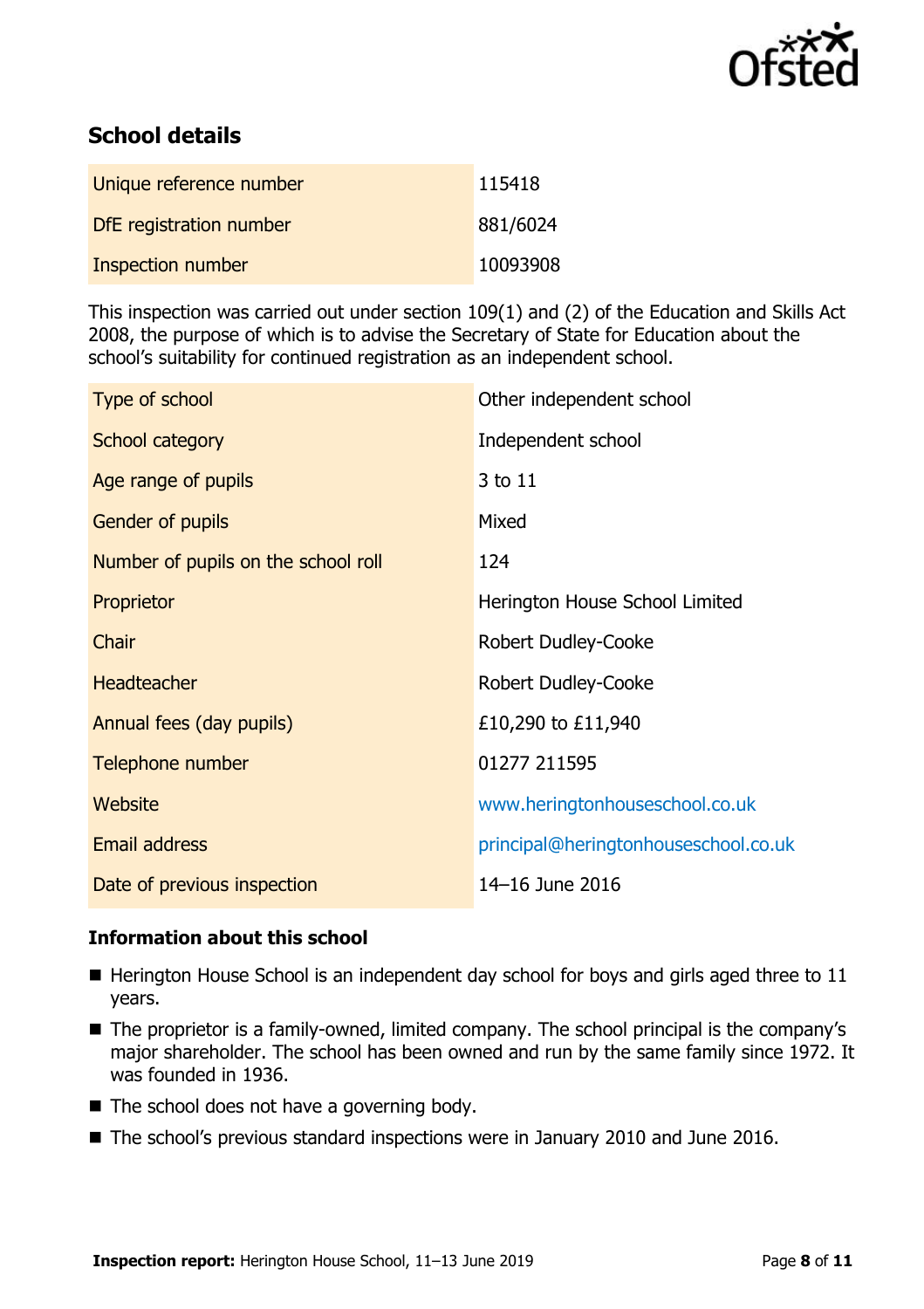## School details

| | |
|---|---|
| Unique reference number | 115418 |
| DfE registration number | 881/6024 |
| Inspection number | 10093908 |

This inspection was carried out under section 109(1) and (2) of the Education and Skills Act 2008, the purpose of which is to advise the Secretary of State for Education about the school's suitability for continued registration as an independent school.

| | |
|---|---|
| Type of school | Other independent school |
| School category | Independent school |
| Age range of pupils | 3 to 11 |
| Gender of pupils | Mixed |
| Number of pupils on the school roll | 124 |
| Proprietor | Herington House School Limited |
| Chair | Robert Dudley-Cooke |
| Headteacher | Robert Dudley-Cooke |
| Annual fees (day pupils) | £10,290 to £11,940 |
| Telephone number | 01277 211595 |
| Website | www.heringtonhouseschool.co.uk |
| Email address | principal@heringtonhouseschool.co.uk |
| Date of previous inspection | 14–16 June 2016 |

### Information about this school

- Herington House School is an independent day school for boys and girls aged three to 11 years.
- The proprietor is a family-owned, limited company. The school principal is the company's major shareholder. The school has been owned and run by the same family since 1972. It was founded in 1936.
- The school does not have a governing body.
- The school's previous standard inspections were in January 2010 and June 2016.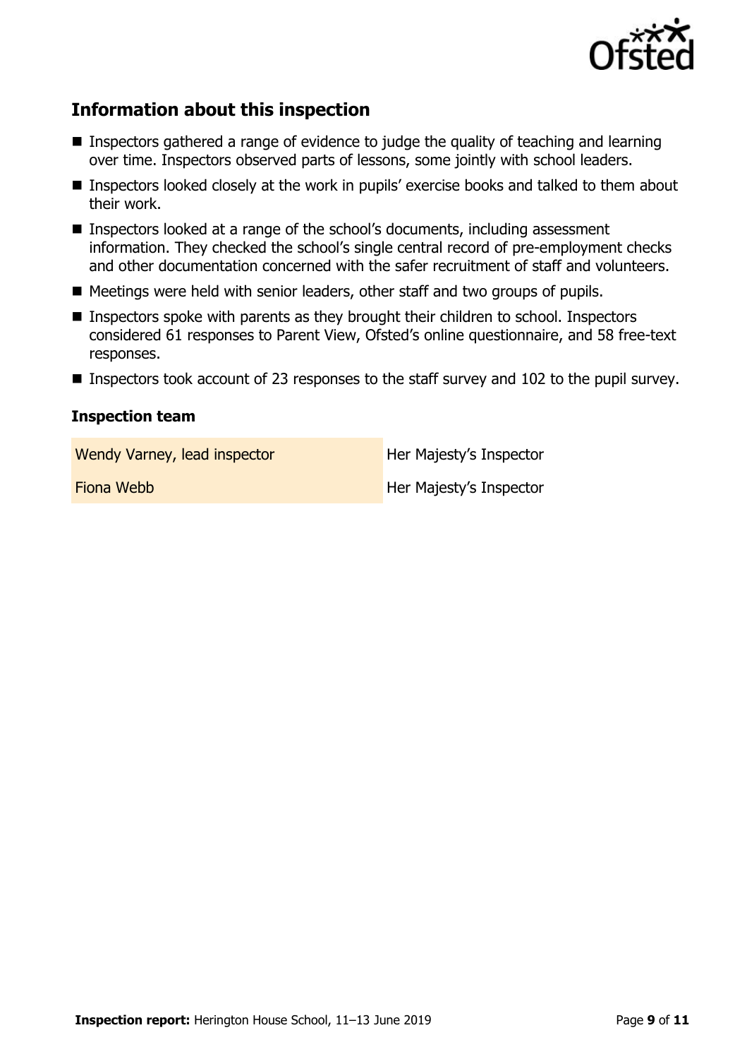## Information about this inspection

- Inspectors gathered a range of evidence to judge the quality of teaching and learning over time. Inspectors observed parts of lessons, some jointly with school leaders.
- Inspectors looked closely at the work in pupils' exercise books and talked to them about their work.
- Inspectors looked at a range of the school's documents, including assessment information. They checked the school's single central record of pre-employment checks and other documentation concerned with the safer recruitment of staff and volunteers.
- Meetings were held with senior leaders, other staff and two groups of pupils.
- Inspectors spoke with parents as they brought their children to school. Inspectors considered 61 responses to Parent View, Ofsted's online questionnaire, and 58 free-text responses.
- Inspectors took account of 23 responses to the staff survey and 102 to the pupil survey.

### Inspection team

| | |
|---|---|
| Wendy Varney, lead inspector | Her Majesty's Inspector |
| Fiona Webb | Her Majesty's Inspector |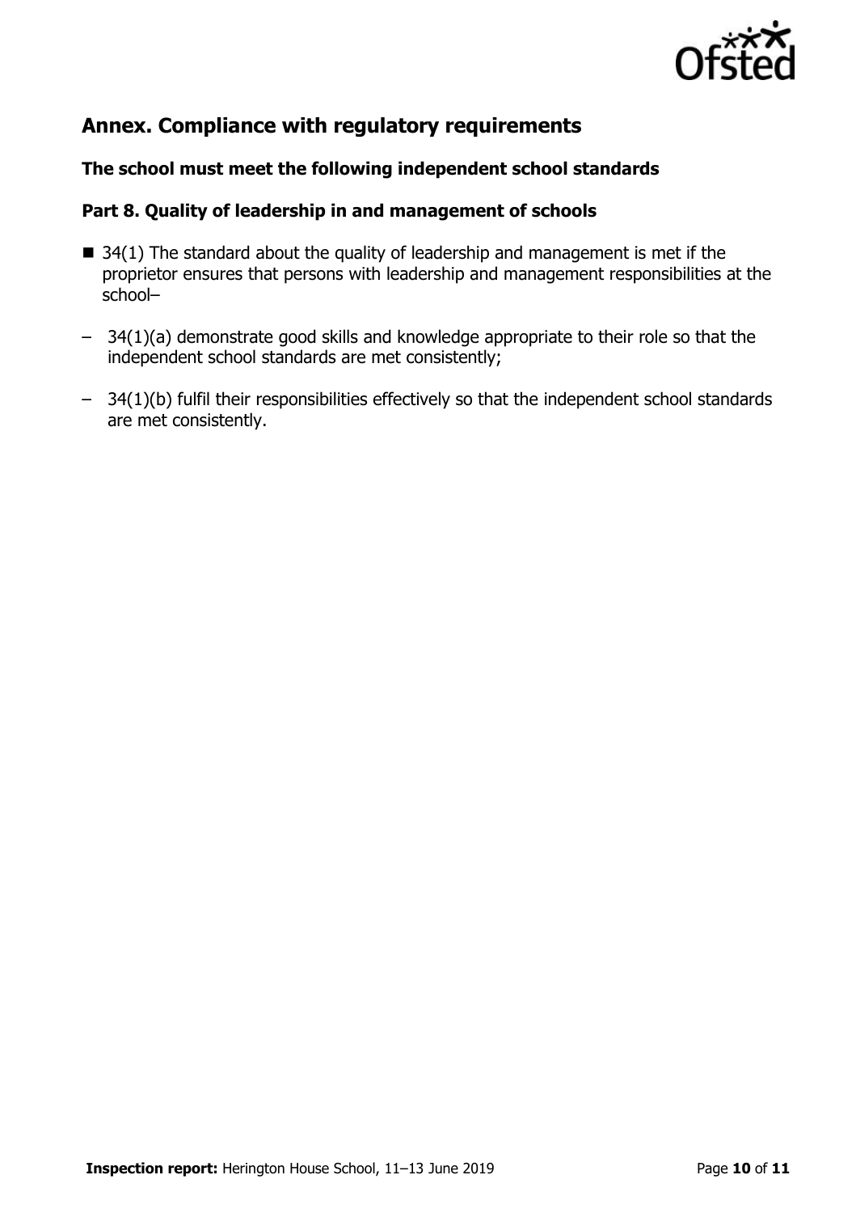## Annex. Compliance with regulatory requirements

### The school must meet the following independent school standards

### Part 8. Quality of leadership in and management of schools

- 34(1) The standard about the quality of leadership and management is met if the proprietor ensures that persons with leadership and management responsibilities at the school–
  - 34(1)(a) demonstrate good skills and knowledge appropriate to their role so that the independent school standards are met consistently;
  - 34(1)(b) fulfil their responsibilities effectively so that the independent school standards are met consistently.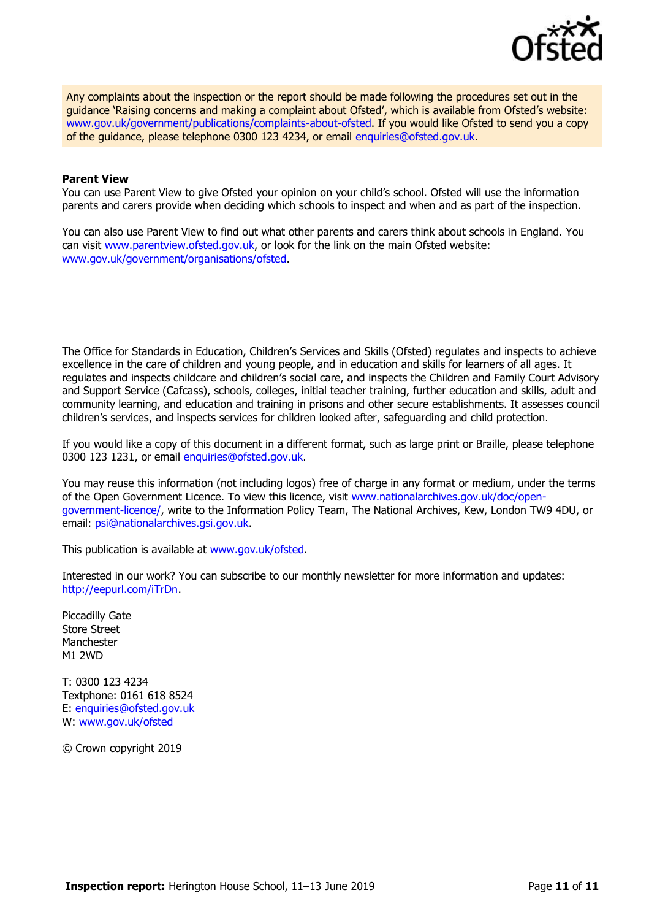Any complaints about the inspection or the report should be made following the procedures set out in the guidance 'Raising concerns and making a complaint about Ofsted', which is available from Ofsted's website: www.gov.uk/government/publications/complaints-about-ofsted. If you would like Ofsted to send you a copy of the guidance, please telephone 0300 123 4234, or email enquiries@ofsted.gov.uk.

**Parent View**

You can use Parent View to give Ofsted your opinion on your child's school. Ofsted will use the information parents and carers provide when deciding which schools to inspect and when and as part of the inspection.

You can also use Parent View to find out what other parents and carers think about schools in England. You can visit www.parentview.ofsted.gov.uk, or look for the link on the main Ofsted website: www.gov.uk/government/organisations/ofsted.

The Office for Standards in Education, Children's Services and Skills (Ofsted) regulates and inspects to achieve excellence in the care of children and young people, and in education and skills for learners of all ages. It regulates and inspects childcare and children's social care, and inspects the Children and Family Court Advisory and Support Service (Cafcass), schools, colleges, initial teacher training, further education and skills, adult and community learning, and education and training in prisons and other secure establishments. It assesses council children's services, and inspects services for children looked after, safeguarding and child protection.

If you would like a copy of this document in a different format, such as large print or Braille, please telephone 0300 123 1231, or email enquiries@ofsted.gov.uk.

You may reuse this information (not including logos) free of charge in any format or medium, under the terms of the Open Government Licence. To view this licence, visit www.nationalarchives.gov.uk/doc/open-government-licence/, write to the Information Policy Team, The National Archives, Kew, London TW9 4DU, or email: psi@nationalarchives.gsi.gov.uk.

This publication is available at www.gov.uk/ofsted.

Interested in our work? You can subscribe to our monthly newsletter for more information and updates: http://eepurl.com/iTrDn.

Piccadilly Gate
Store Street
Manchester
M1 2WD

T: 0300 123 4234
Textphone: 0161 618 8524
E: enquiries@ofsted.gov.uk
W: www.gov.uk/ofsted

© Crown copyright 2019